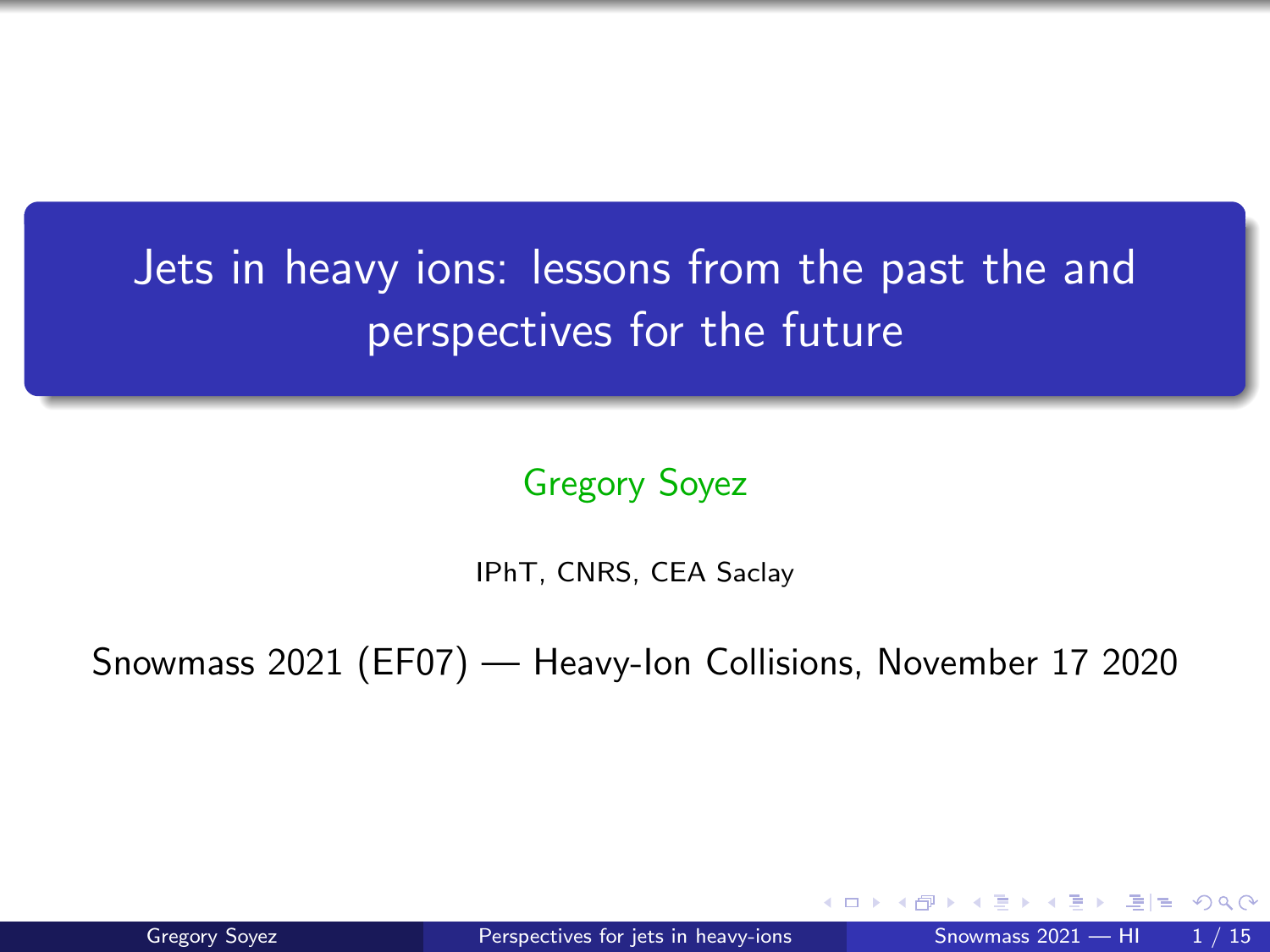# Jets in heavy ions: lessons from the past the and perspectives for the future

Gregory Soyez

IPhT, CNRS, CEA Saclay

Snowmass 2021 (EF07) — Heavy-Ion Collisions, November 17 2020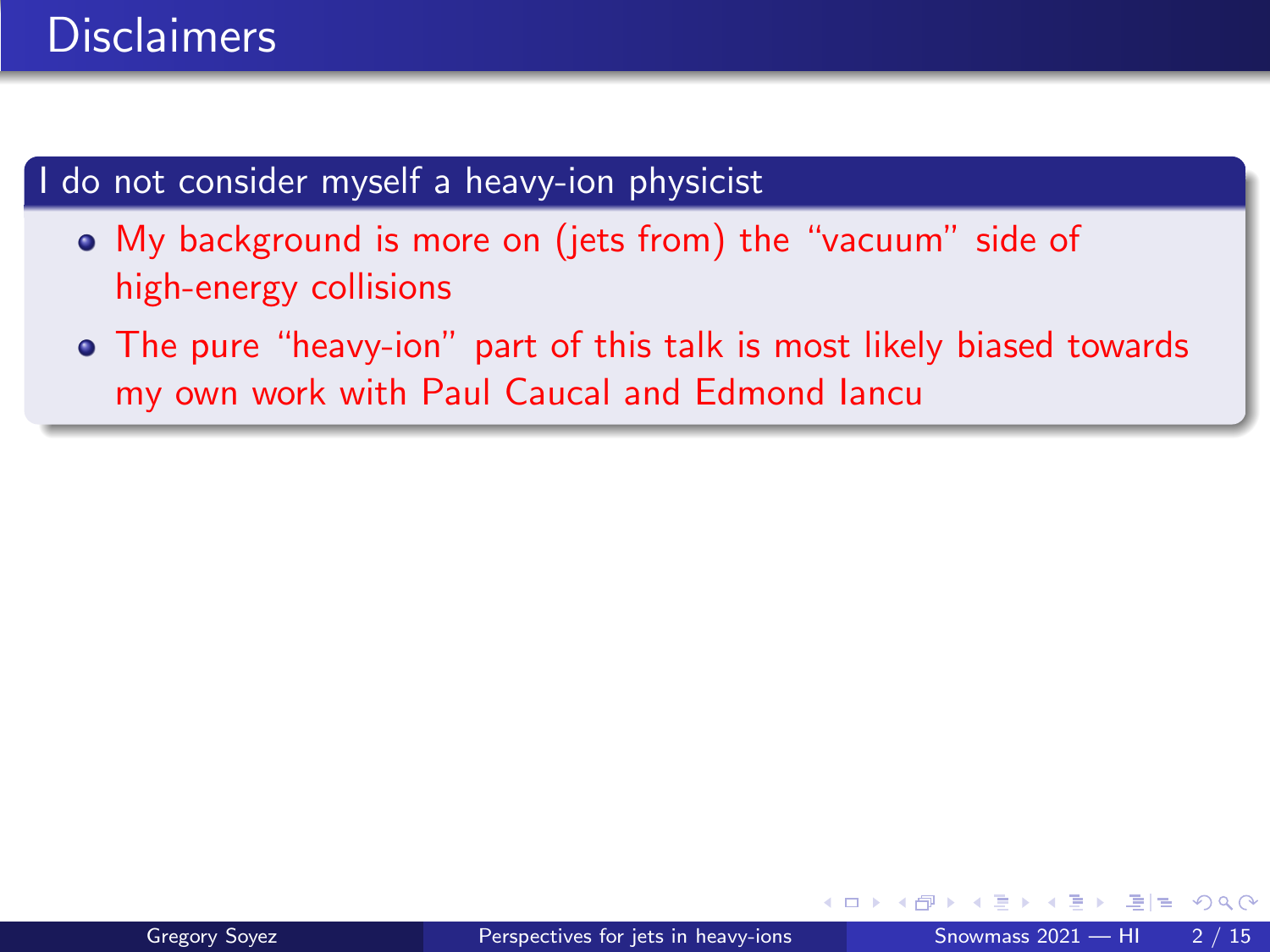# Disclaimers

## I do not consider myself a heavy-ion physicist

- My background is more on (jets from) the “vacuum” side of high-energy collisions
- The pure “heavy-ion” part of this talk is most likely biased towards my own work with Paul Caucal and Edmond Iancu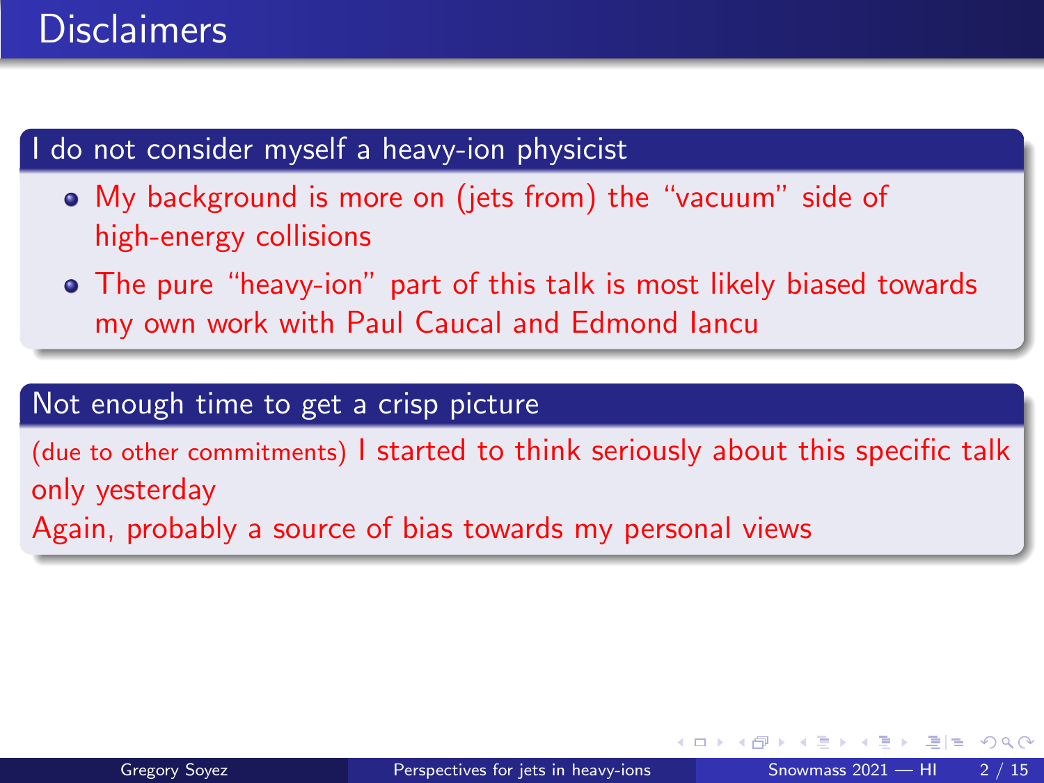# Disclaimers

## I do not consider myself a heavy-ion physicist

- My background is more on (jets from) the "vacuum" side of high-energy collisions
- The pure "heavy-ion" part of this talk is most likely biased towards my own work with Paul Caucal and Edmond Iancu

## Not enough time to get a crisp picture

(due to other commitments) I started to think seriously about this specific talk only yesterday

Again, probably a source of bias towards my personal views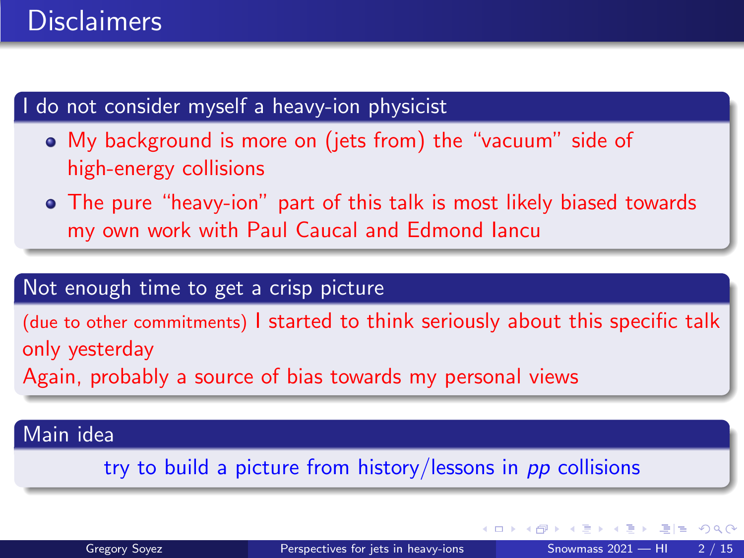# Disclaimers

## I do not consider myself a heavy-ion physicist

- My background is more on (jets from) the “vacuum” side of high-energy collisions
- The pure “heavy-ion” part of this talk is most likely biased towards my own work with Paul Caucal and Edmond Iancu

## Not enough time to get a crisp picture

(due to other commitments) I started to think seriously about this specific talk only yesterday

Again, probably a source of bias towards my personal views

## Main idea

try to build a picture from history/lessons in *pp* collisions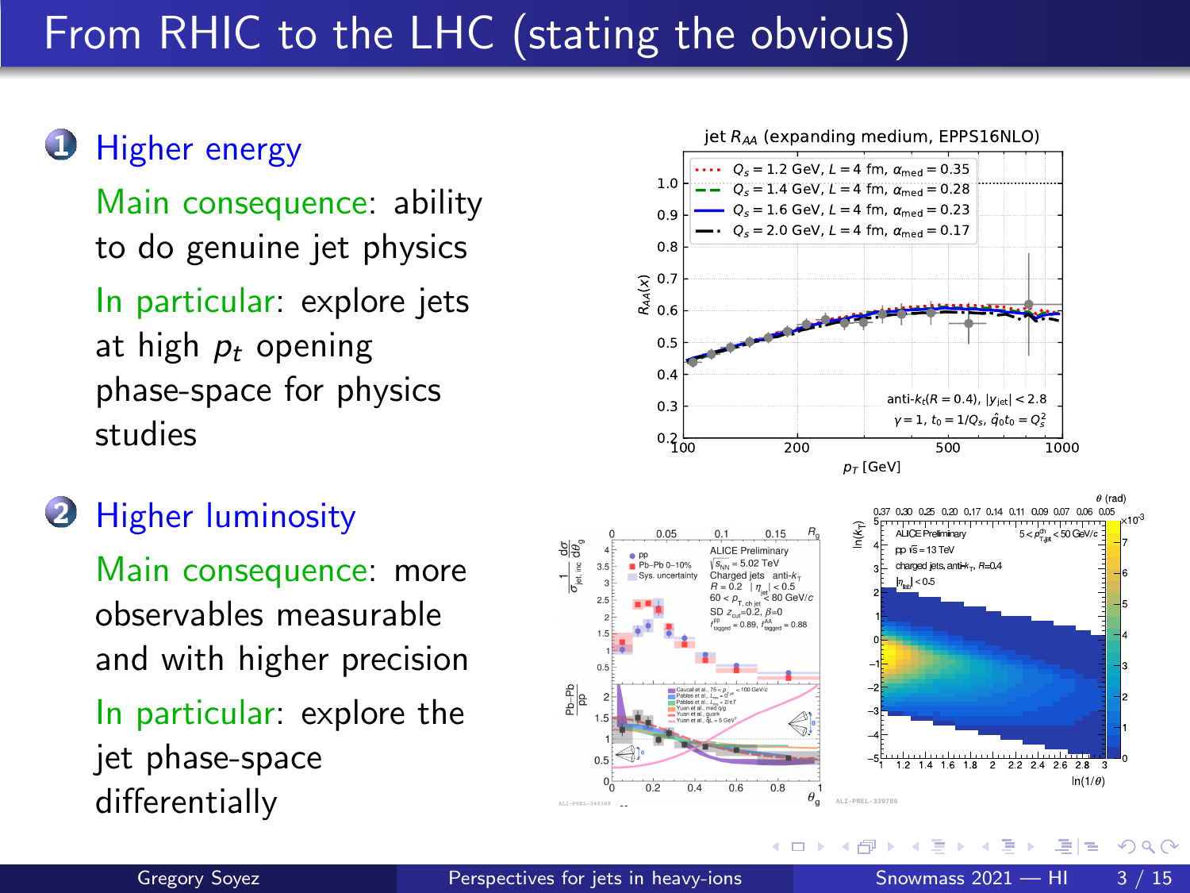# From RHIC to the LHC (stating the obvious)

1. Higher energy

   Main consequence: ability to do genuine jet physics

   In particular: explore jets at high $p_t$ opening phase-space for physics studies

2. Higher luminosity

   Main consequence: more observables measurable and with higher precision

   In particular: explore the jet phase-space differentially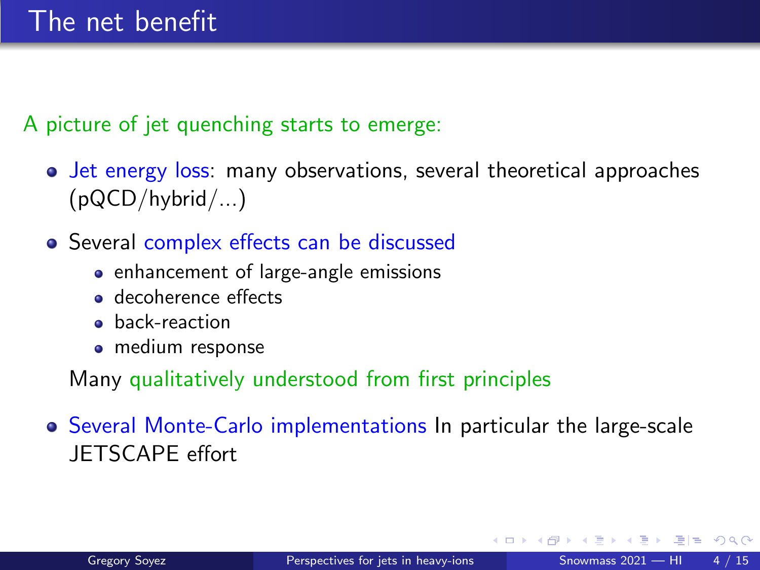# The net benefit

A picture of jet quenching starts to emerge:

- Jet energy loss: many observations, several theoretical approaches (pQCD/hybrid/...)
- Several complex effects can be discussed
  - enhancement of large-angle emissions
  - decoherence effects
  - back-reaction
  - medium response

  Many qualitatively understood from first principles
- Several Monte-Carlo implementations In particular the large-scale JETSCAPE effort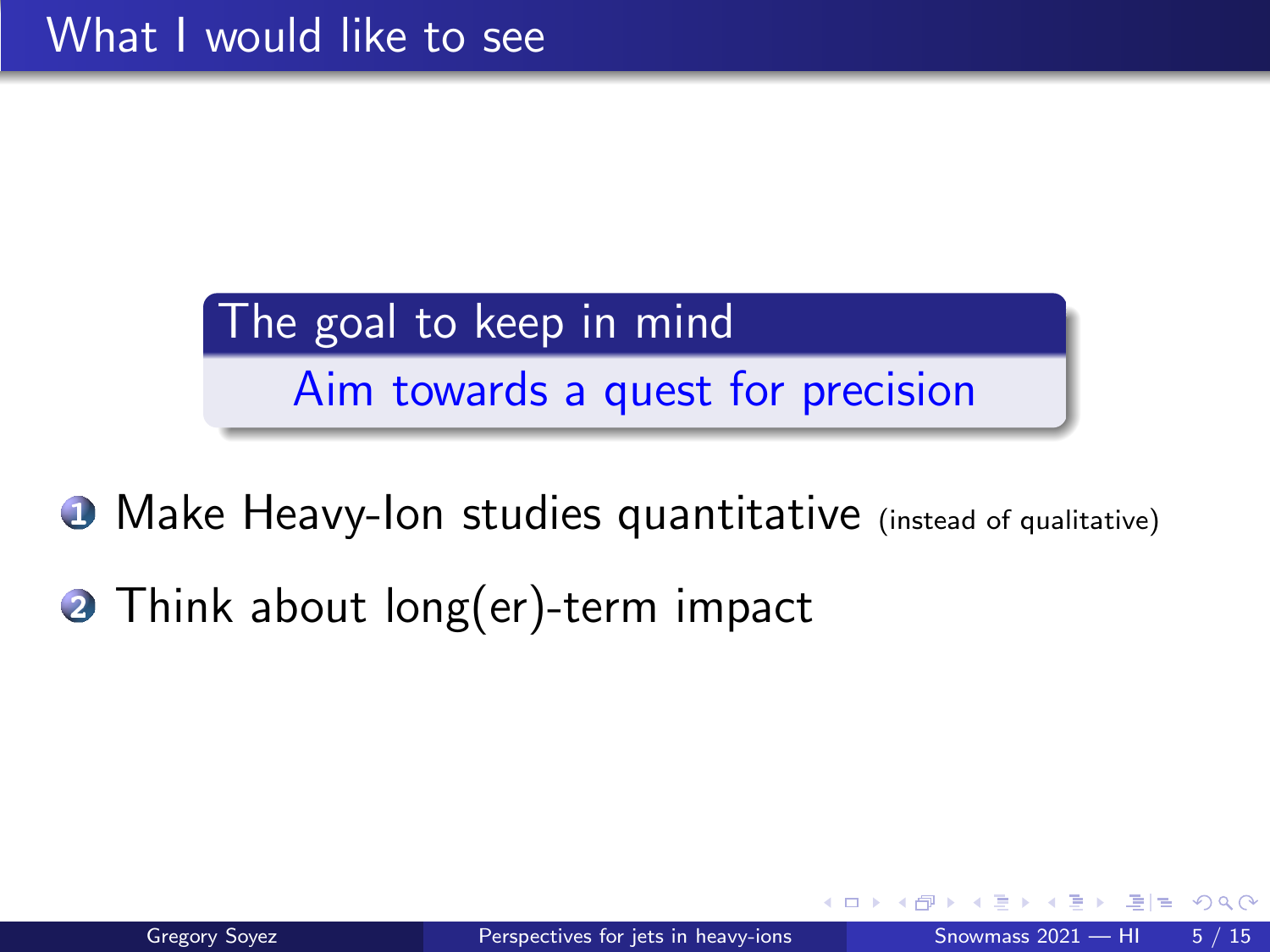# What I would like to see

**The goal to keep in mind**

Aim towards a quest for precision

1. Make Heavy-Ion studies quantitative (instead of qualitative)
2. Think about long(er)-term impact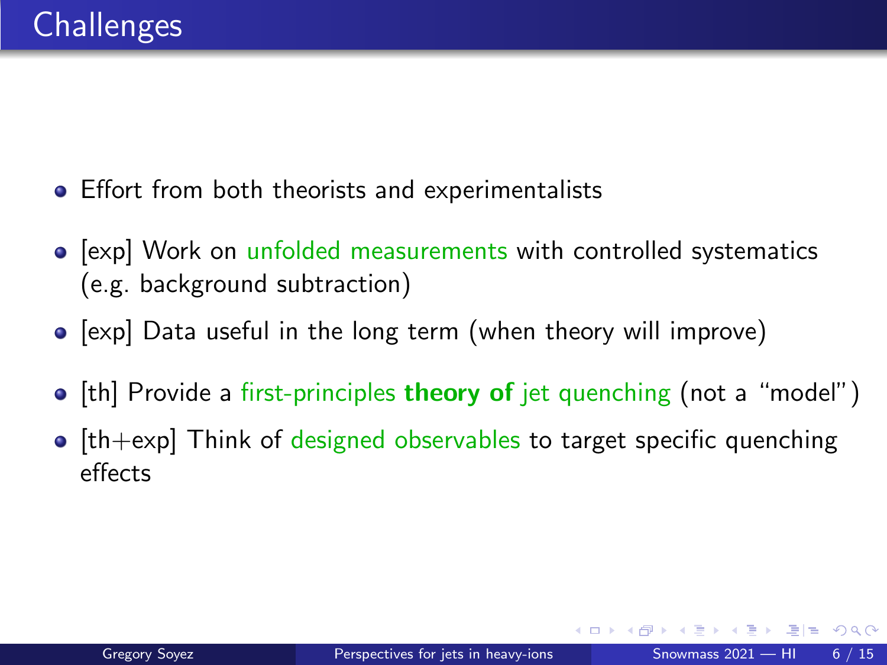# Challenges

- Effort from both theorists and experimentalists
- [exp] Work on unfolded measurements with controlled systematics (e.g. background subtraction)
- [exp] Data useful in the long term (when theory will improve)
- [th] Provide a first-principles **theory of** jet quenching (not a "model")
- [th+exp] Think of designed observables to target specific quenching effects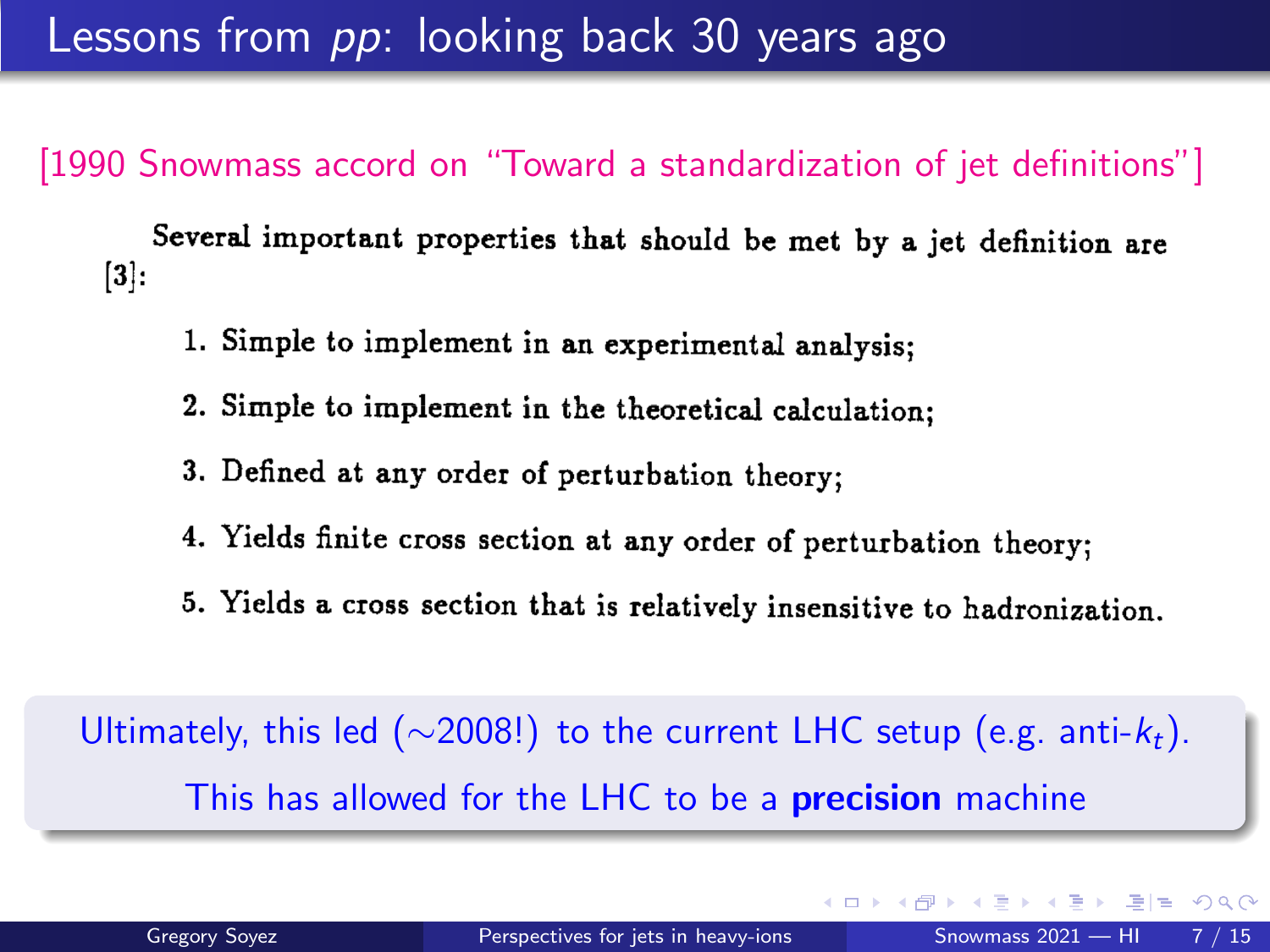# Lessons from *pp*: looking back 30 years ago

[1990 Snowmass accord on "Toward a standardization of jet definitions"]

Several important properties that should be met by a jet definition are [3]:

1. Simple to implement in an experimental analysis;
2. Simple to implement in the theoretical calculation;
3. Defined at any order of perturbation theory;
4. Yields finite cross section at any order of perturbation theory;
5. Yields a cross section that is relatively insensitive to hadronization.

Ultimately, this led ($\sim$2008!) to the current LHC setup (e.g. anti-$k_t$).

This has allowed for the LHC to be a **precision** machine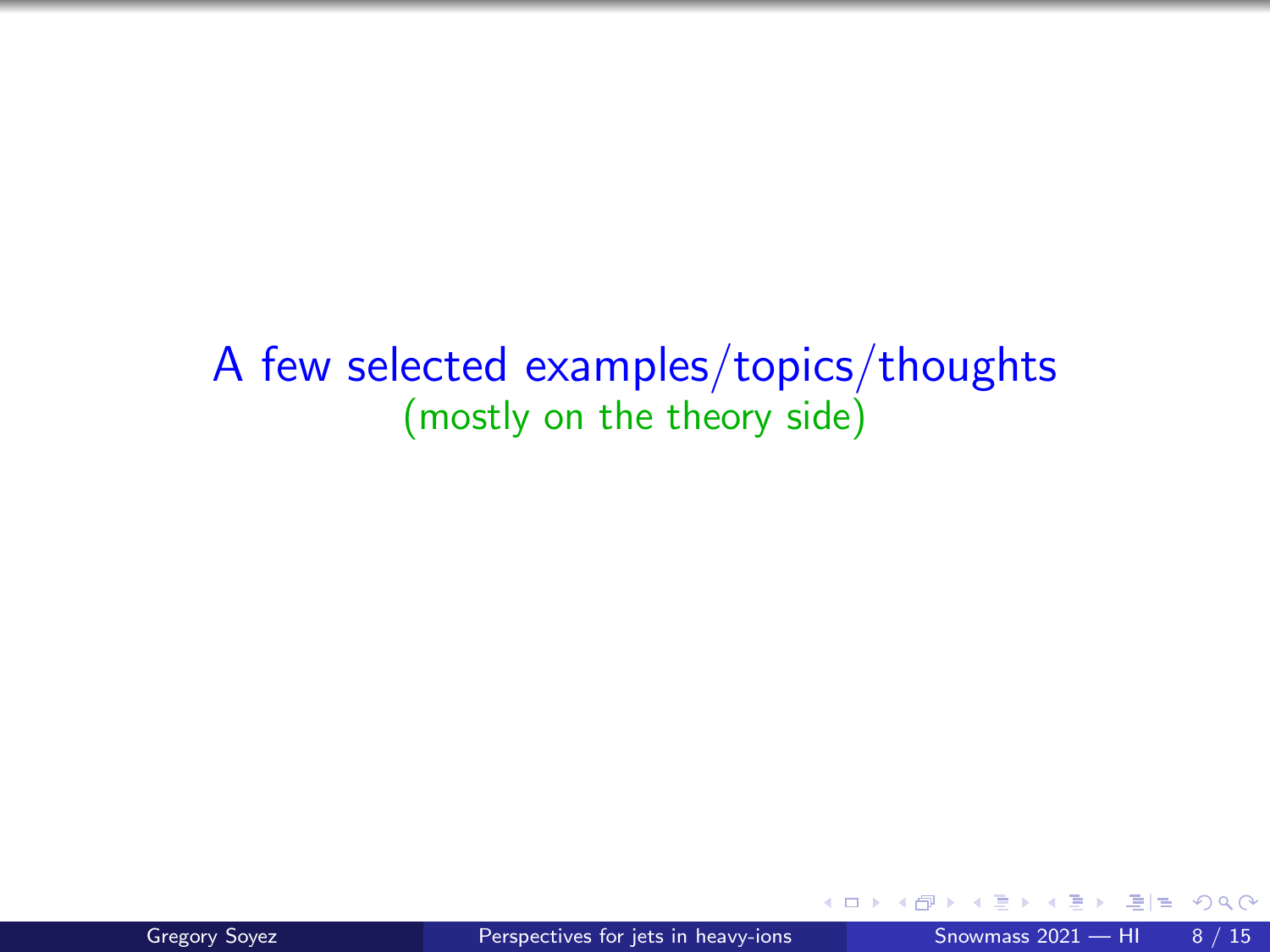# A few selected examples/topics/thoughts

(mostly on the theory side)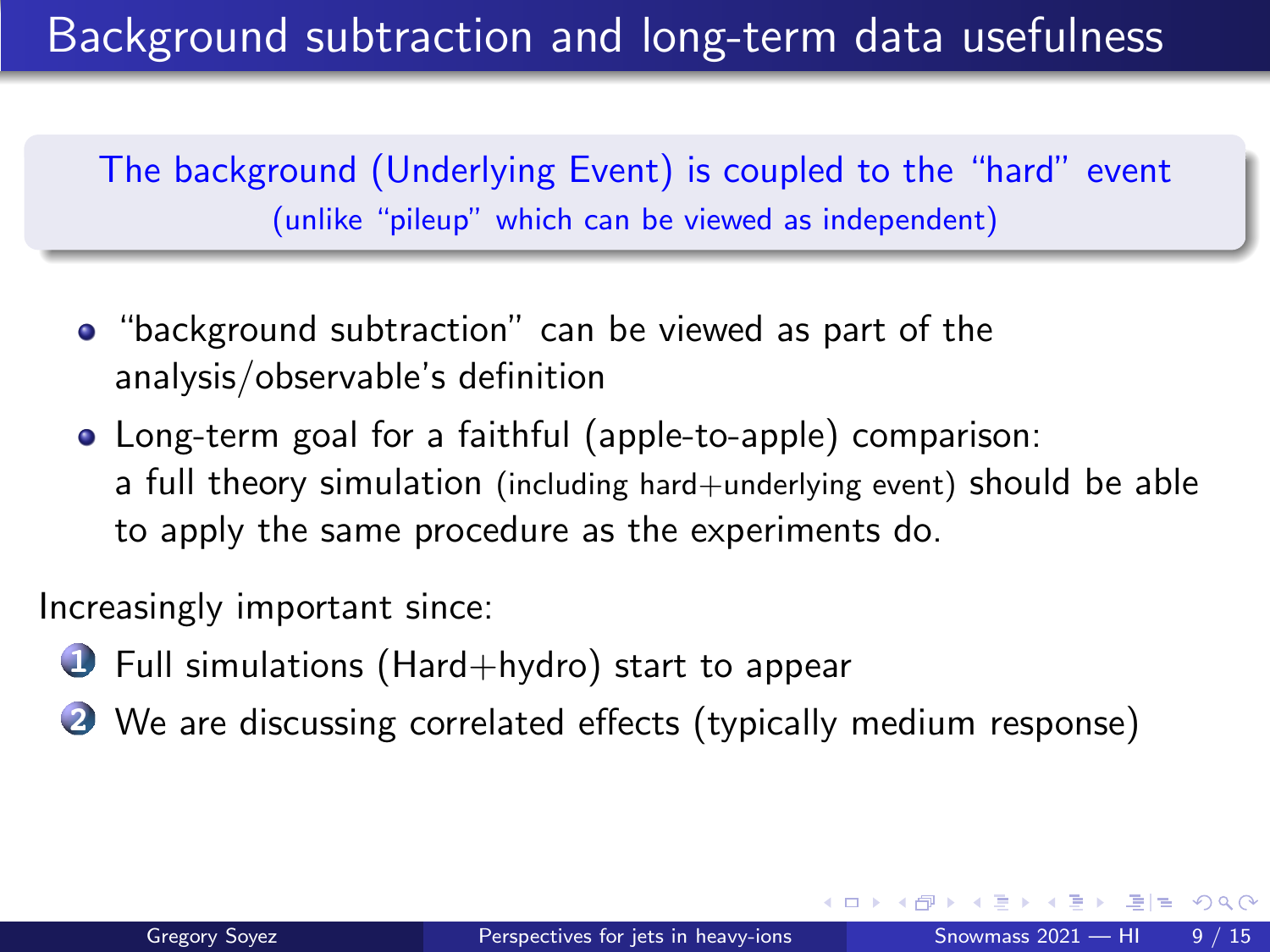# Background subtraction and long-term data usefulness

The background (Underlying Event) is coupled to the "hard" event
(unlike "pileup" which can be viewed as independent)

- "background subtraction" can be viewed as part of the analysis/observable's definition
- Long-term goal for a faithful (apple-to-apple) comparison:
  a full theory simulation (including hard+underlying event) should be able to apply the same procedure as the experiments do.

Increasingly important since:

1. Full simulations (Hard+hydro) start to appear
2. We are discussing correlated effects (typically medium response)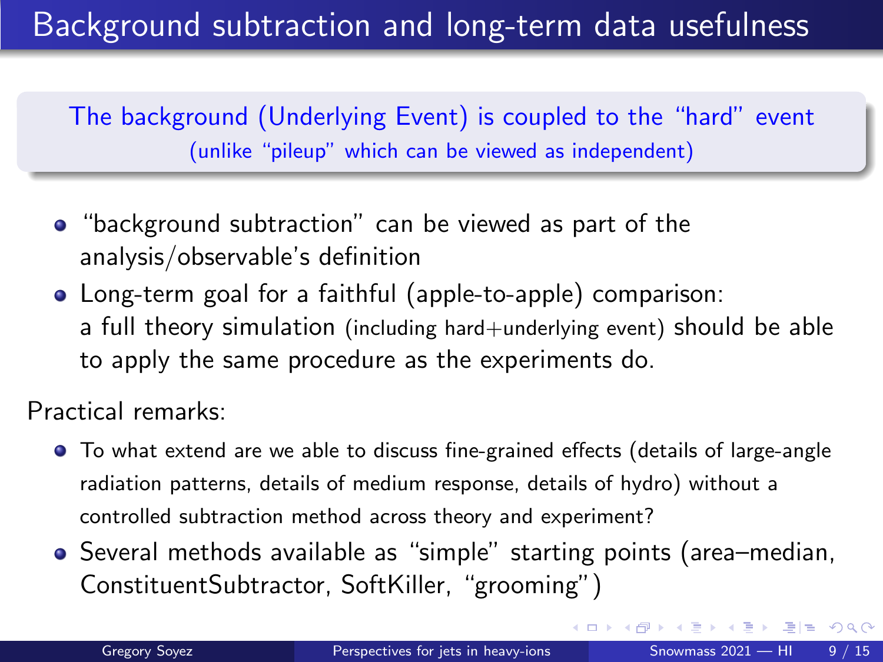# Background subtraction and long-term data usefulness

The background (Underlying Event) is coupled to the "hard" event
(unlike "pileup" which can be viewed as independent)

- "background subtraction" can be viewed as part of the analysis/observable's definition
- Long-term goal for a faithful (apple-to-apple) comparison: a full theory simulation (including hard+underlying event) should be able to apply the same procedure as the experiments do.

Practical remarks:

- To what extend are we able to discuss fine-grained effects (details of large-angle radiation patterns, details of medium response, details of hydro) without a controlled subtraction method across theory and experiment?
- Several methods available as "simple" starting points (area–median, ConstituentSubtractor, SoftKiller, "grooming")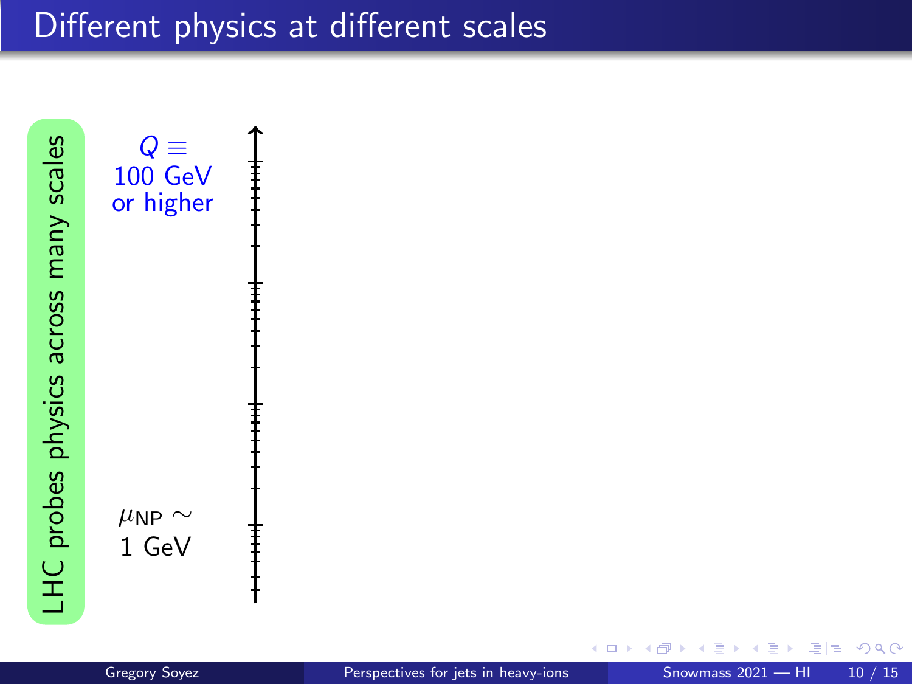# Different physics at different scales

LHC probes physics across many scales

$Q \equiv$ 100 GeV or higher

$\mu_{\text{NP}} \sim$ 1 GeV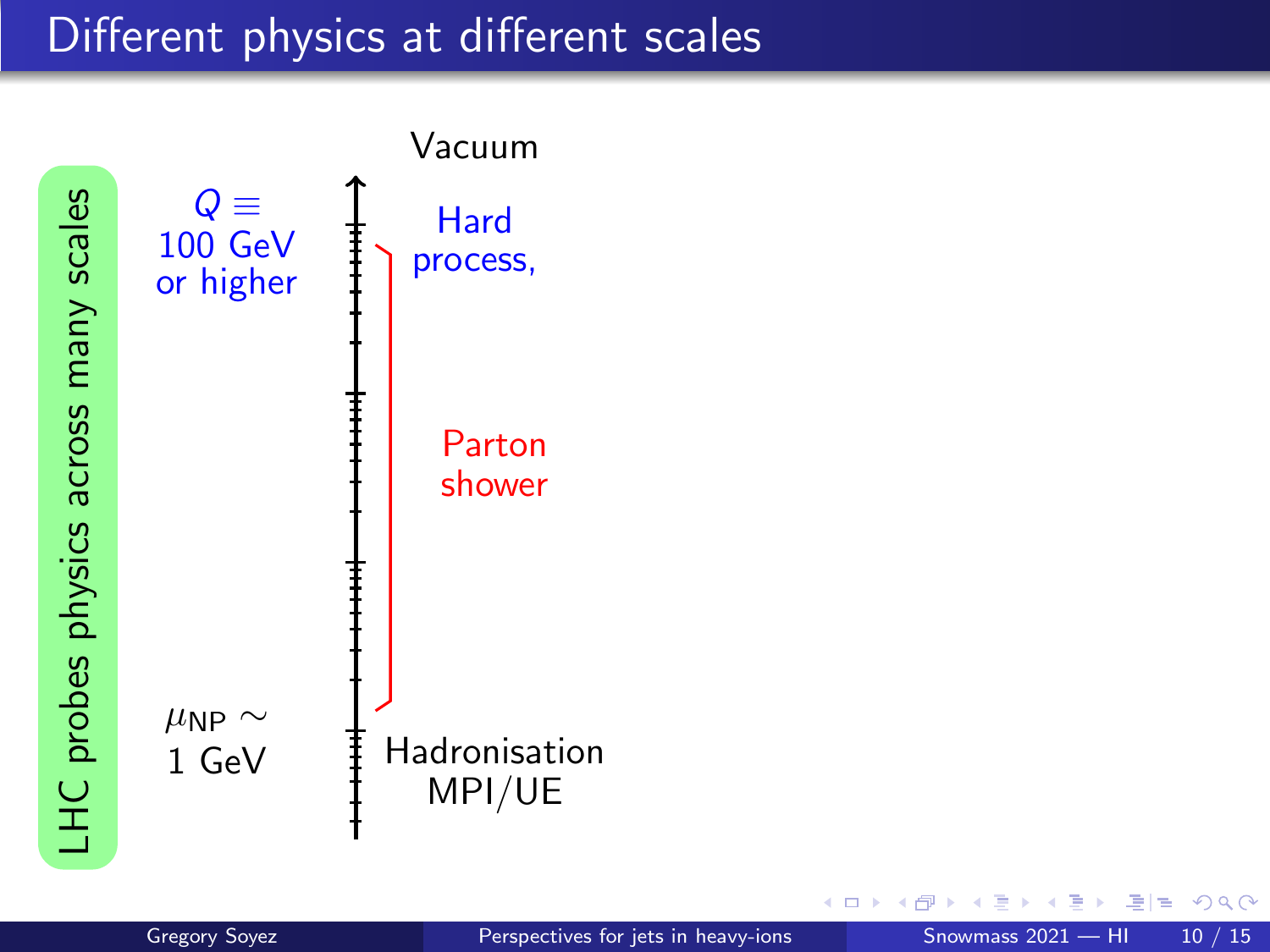# Different physics at different scales

LHC probes physics across many scales

Vacuum

$Q \equiv$ 100 GeV or higher

Hard process,

Parton shower

$\mu_{\text{NP}} \sim$ 1 GeV

Hadronisation MPI/UE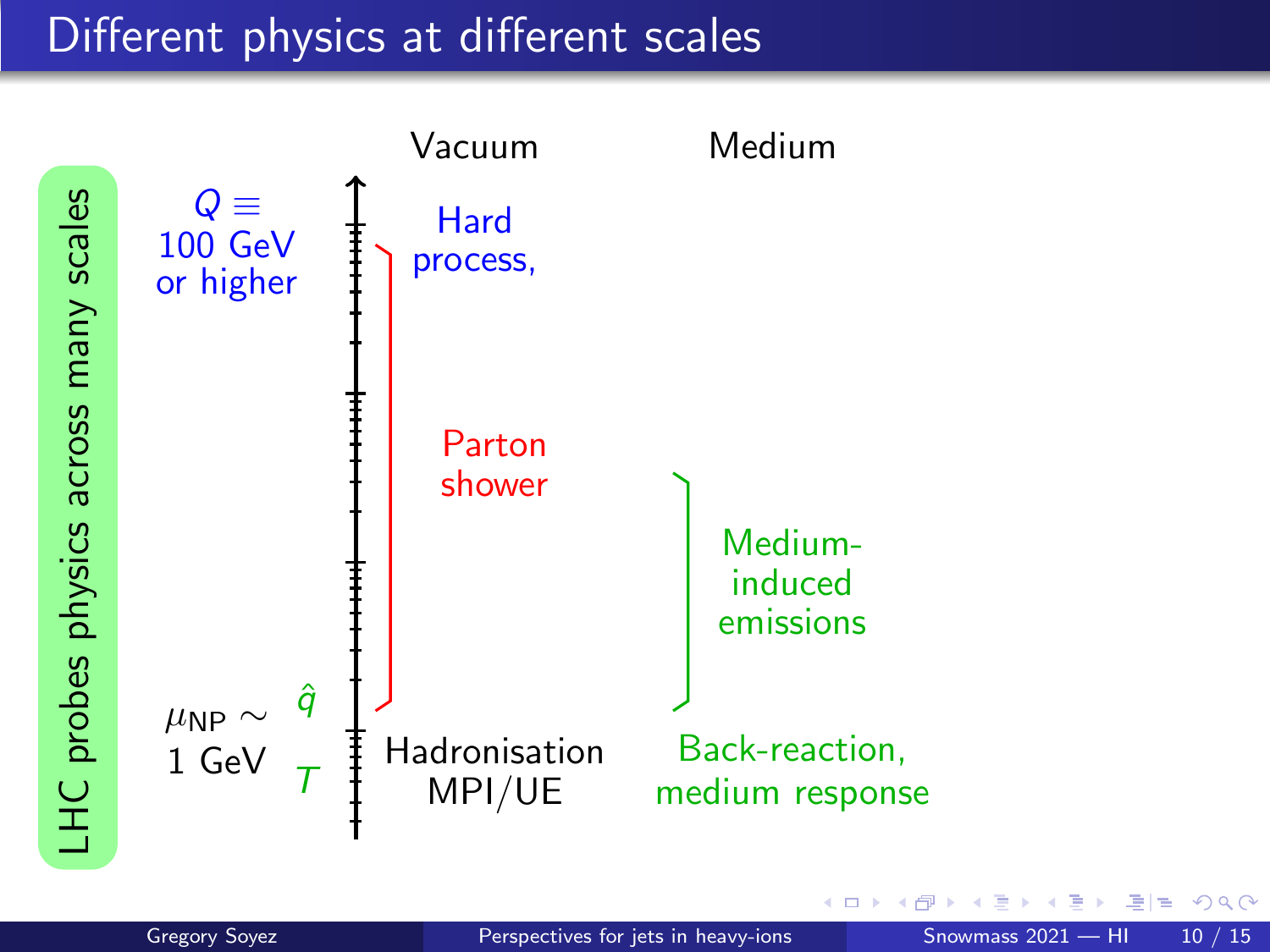# Different physics at different scales

LHC probes physics across many scales

| | Vacuum | Medium |
|---|---|---|
| $Q \equiv$ 100 GeV or higher | Hard process, | |
| | Parton shower | Medium-induced emissions |
| $\mu_{\text{NP}} \sim$ 1 GeV, $\hat{q}$, $T$ | Hadronisation MPI/UE | Back-reaction, medium response |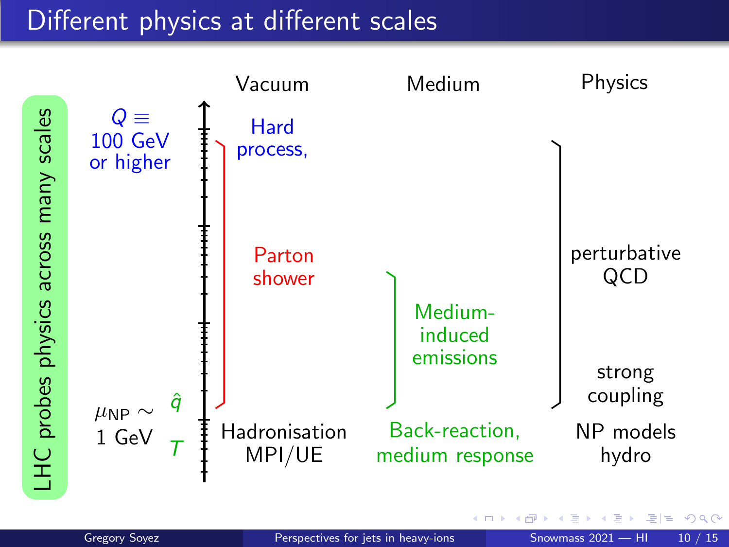# Different physics at different scales

LHC probes physics across many scales

| Scale | Vacuum | Medium | Physics |
| --- | --- | --- | --- |
| $Q \equiv$ 100 GeV or higher | Hard process, | | perturbative QCD |
| | Parton shower | Medium-induced emissions | strong coupling |
| $\mu_{\text{NP}} \sim$ 1 GeV, $\hat{q}$, $T$ | Hadronisation MPI/UE | Back-reaction, medium response | NP models hydro |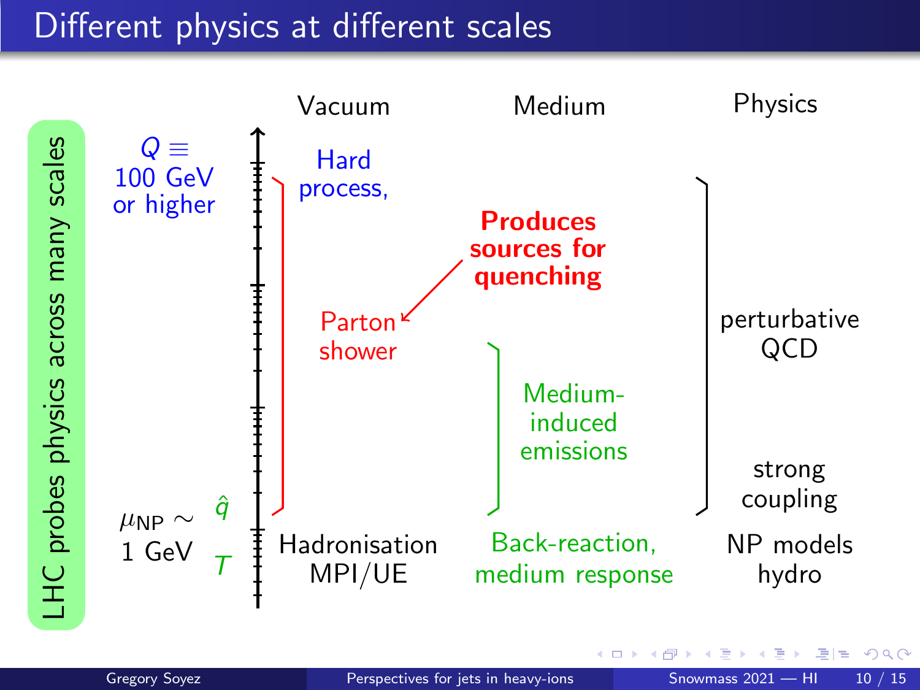# Different physics at different scales

LHC probes physics across many scales

| Scale | Vacuum | Medium | Physics |
|---|---|---|---|
| $Q \equiv$ 100 GeV or higher | Hard process, | | perturbative QCD |
| | Parton shower | **Produces sources for quenching** | |
| | | Medium-induced emissions | strong coupling |
| $\mu_{\rm NP} \sim$ 1 GeV, $\hat{q}$, $T$ | Hadronisation MPI/UE | Back-reaction, medium response | NP models hydro |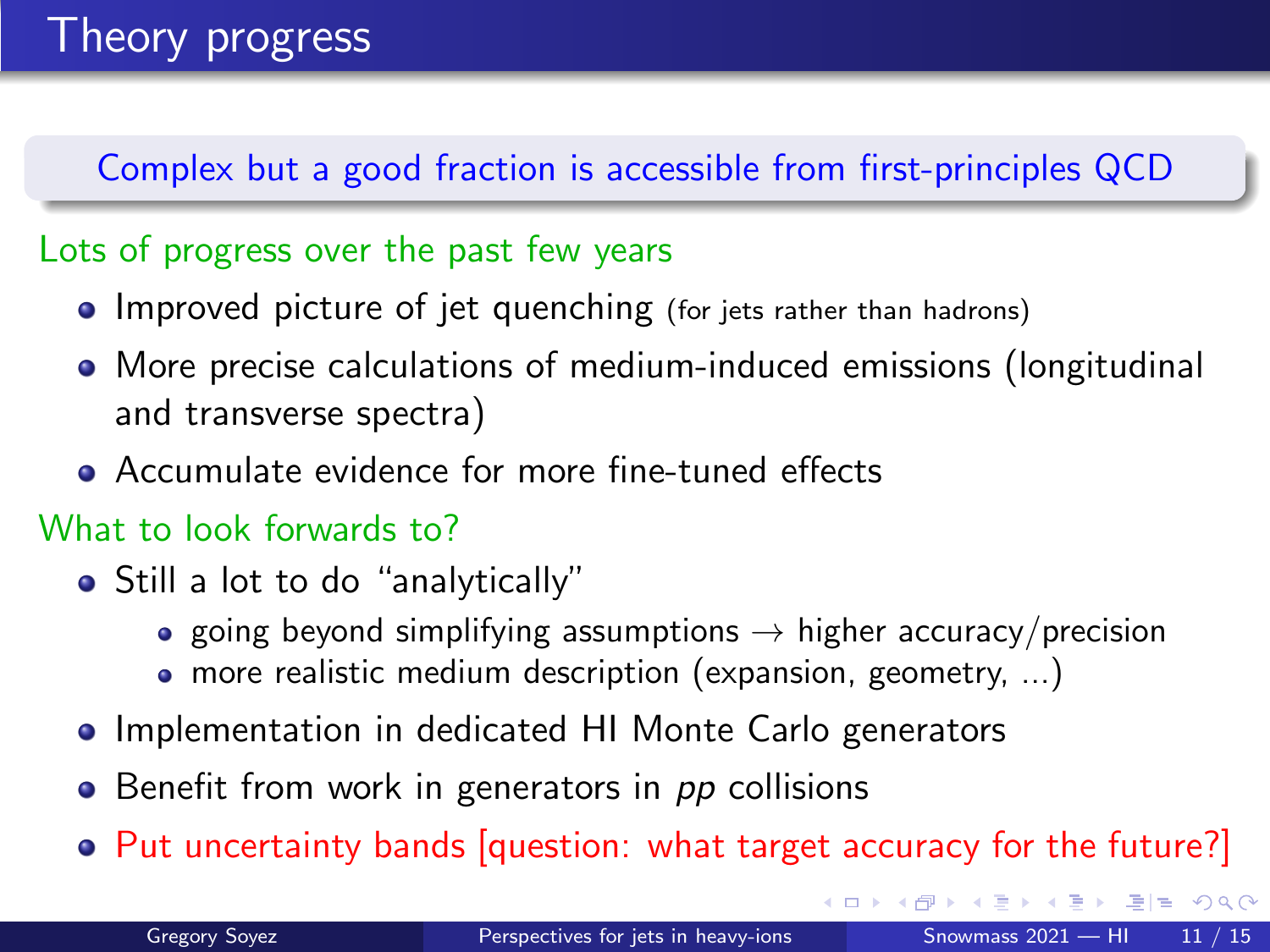# Theory progress

Complex but a good fraction is accessible from first-principles QCD

Lots of progress over the past few years

- Improved picture of jet quenching (for jets rather than hadrons)
- More precise calculations of medium-induced emissions (longitudinal and transverse spectra)
- Accumulate evidence for more fine-tuned effects

What to look forwards to?

- Still a lot to do "analytically"
  - going beyond simplifying assumptions → higher accuracy/precision
  - more realistic medium description (expansion, geometry, ...)
- Implementation in dedicated HI Monte Carlo generators
- Benefit from work in generators in *pp* collisions
- Put uncertainty bands [question: what target accuracy for the future?]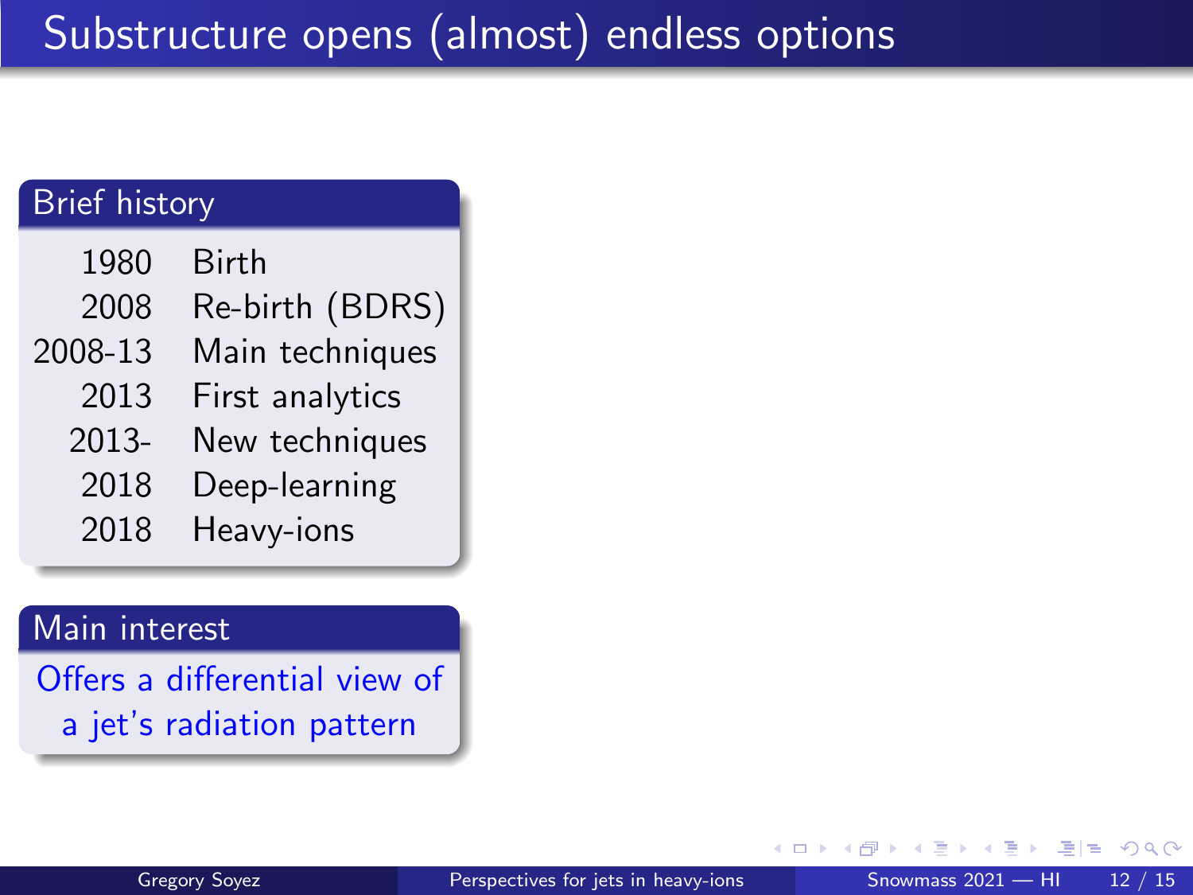# Substructure opens (almost) endless options

## Brief history

| | |
|---|---|
| 1980 | Birth |
| 2008 | Re-birth (BDRS) |
| 2008-13 | Main techniques |
| 2013 | First analytics |
| 2013- | New techniques |
| 2018 | Deep-learning |
| 2018 | Heavy-ions |

## Main interest

Offers a differential view of a jet's radiation pattern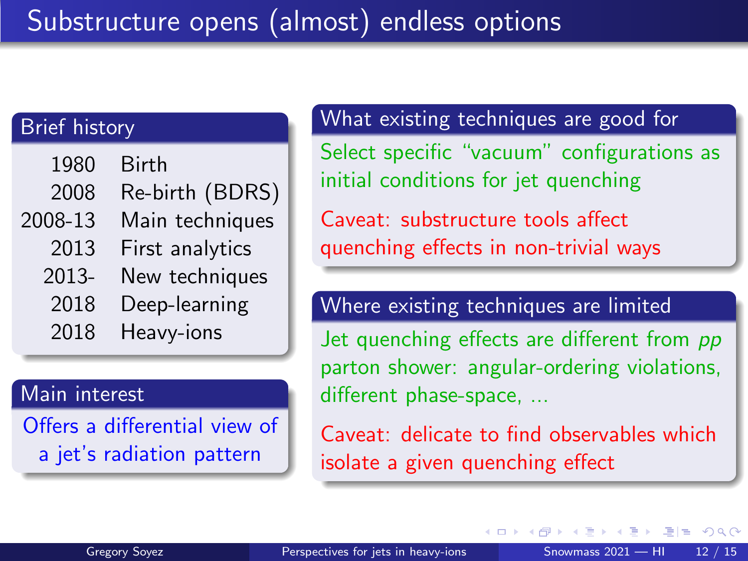# Substructure opens (almost) endless options

## Brief history

| | |
|---|---|
| 1980 | Birth |
| 2008 | Re-birth (BDRS) |
| 2008-13 | Main techniques |
| 2013 | First analytics |
| 2013- | New techniques |
| 2018 | Deep-learning |
| 2018 | Heavy-ions |

## Main interest

Offers a differential view of a jet's radiation pattern

## What existing techniques are good for

Select specific "vacuum" configurations as initial conditions for jet quenching

Caveat: substructure tools affect quenching effects in non-trivial ways

## Where existing techniques are limited

Jet quenching effects are different from *pp* parton shower: angular-ordering violations, different phase-space, ...

Caveat: delicate to find observables which isolate a given quenching effect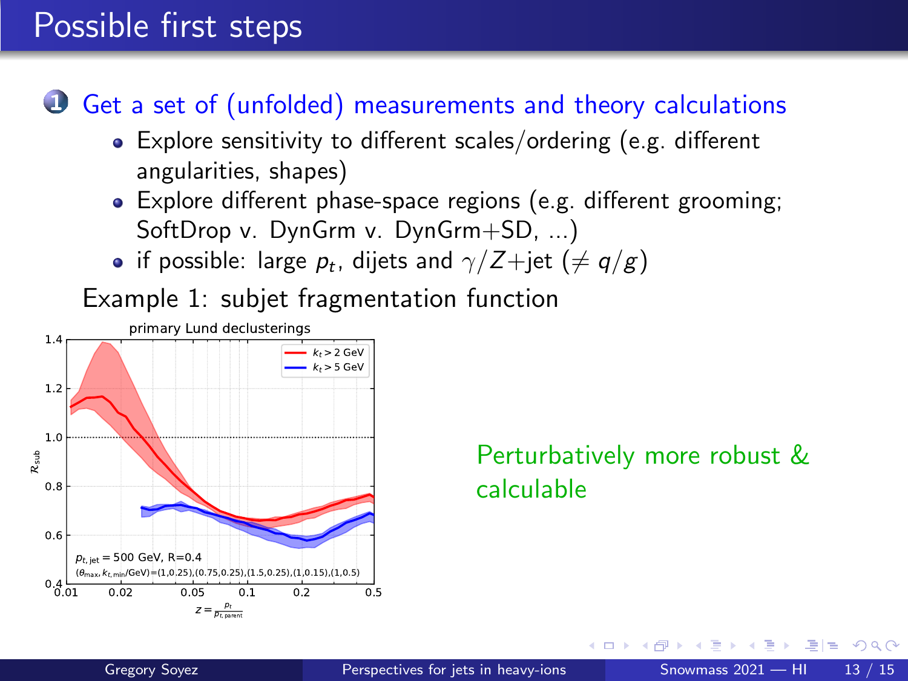# Possible first steps

1. Get a set of (unfolded) measurements and theory calculations
   - Explore sensitivity to different scales/ordering (e.g. different angularities, shapes)
   - Explore different phase-space regions (e.g. different grooming; SoftDrop v. DynGrm v. DynGrm+SD, ...)
   - if possible: large $p_t$, dijets and $\gamma/Z$+jet ($\neq q/g$)

Example 1: subjet fragmentation function

Perturbatively more robust & calculable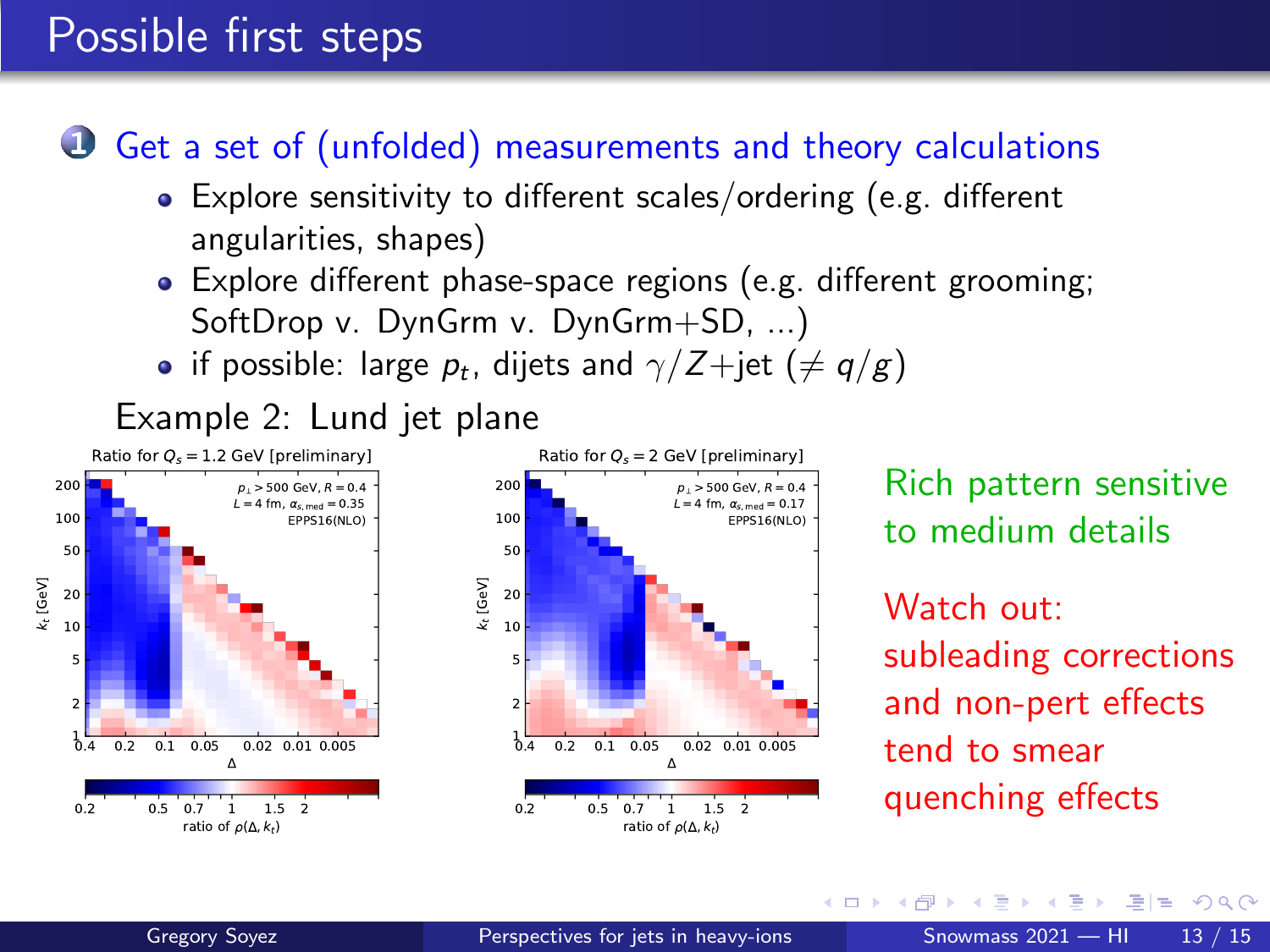# Possible first steps

1. Get a set of (unfolded) measurements and theory calculations
   - Explore sensitivity to different scales/ordering (e.g. different angularities, shapes)
   - Explore different phase-space regions (e.g. different grooming; SoftDrop v. DynGrm v. DynGrm+SD, ...)
   - if possible: large $p_t$, dijets and $\gamma/Z$+jet ($\neq q/g$)

Example 2: Lund jet plane

Ratio for $Q_s = 1.2$ GeV [preliminary]

Ratio for $Q_s = 2$ GeV [preliminary]

Rich pattern sensitive to medium details

Watch out: subleading corrections and non-pert effects tend to smear quenching effects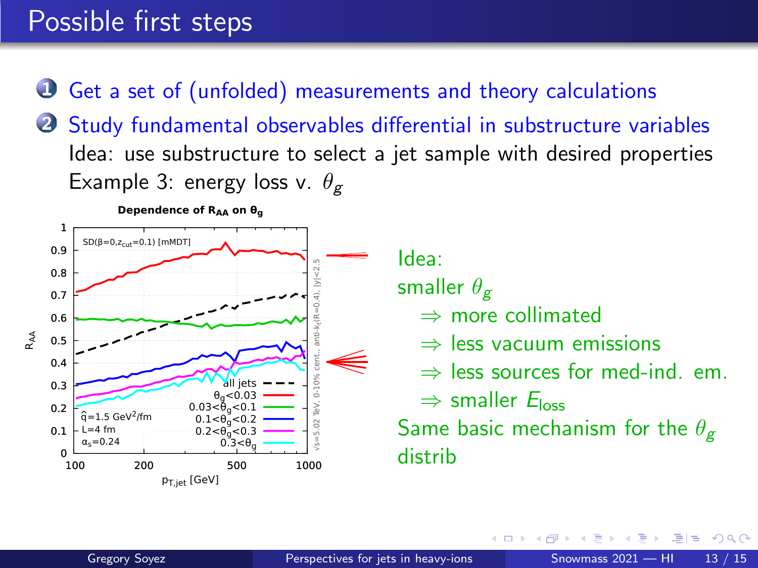# Possible first steps

1. Get a set of (unfolded) measurements and theory calculations
2. Study fundamental observables differential in substructure variables

   Idea: use substructure to select a jet sample with desired properties

   Example 3: energy loss v. $\theta_g$

**Dependence of $R_{AA}$ on $\theta_g$**

Idea:

smaller $\theta_g$

- $\Rightarrow$ more collimated
- $\Rightarrow$ less vacuum emissions
- $\Rightarrow$ less sources for med-ind. em.
- $\Rightarrow$ smaller $E_{\text{loss}}$

Same basic mechanism for the $\theta_g$ distrib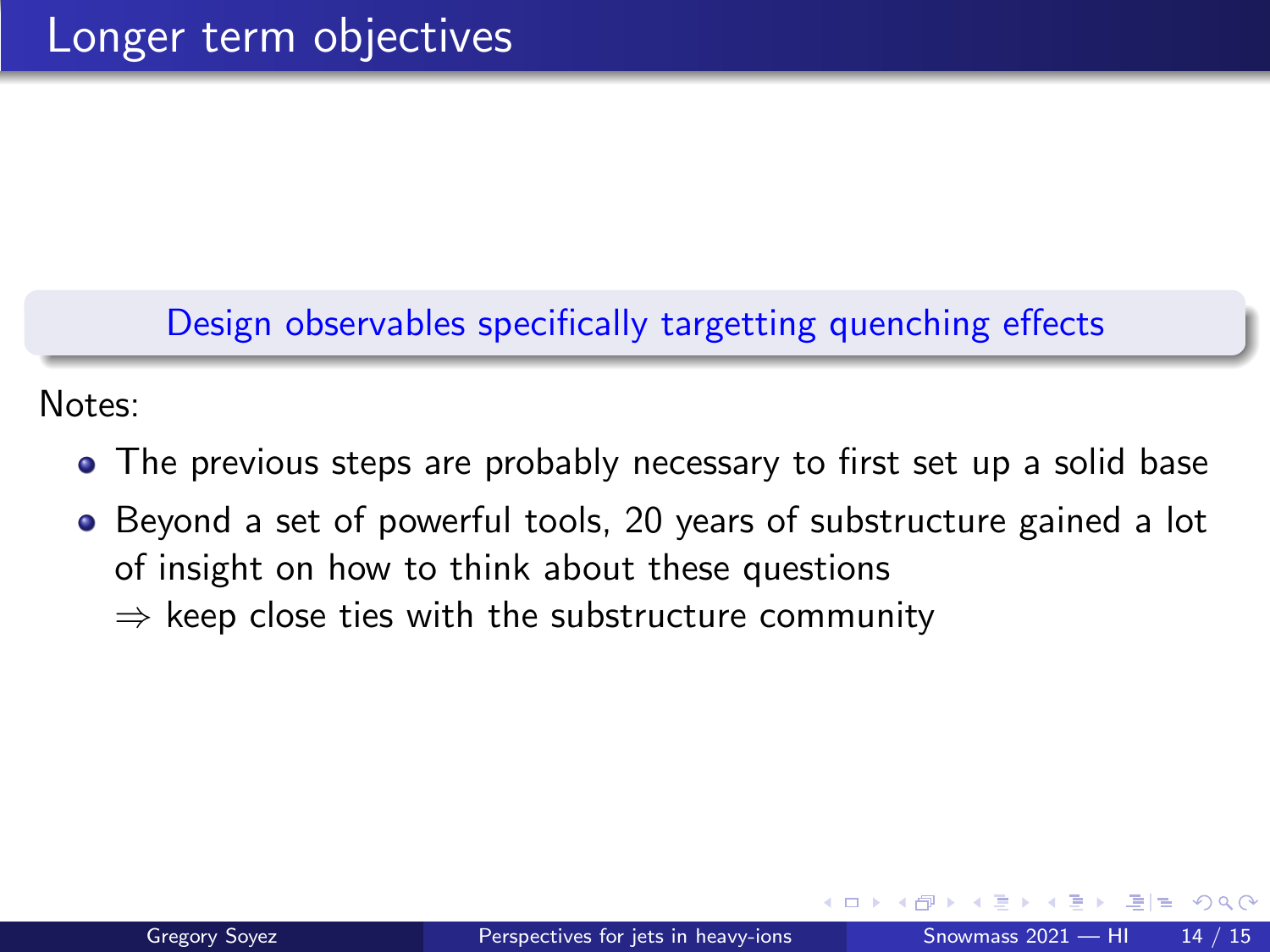# Longer term objectives

**Design observables specifically targetting quenching effects**

Notes:

- The previous steps are probably necessary to first set up a solid base
- Beyond a set of powerful tools, 20 years of substructure gained a lot of insight on how to think about these questions
  $\Rightarrow$ keep close ties with the substructure community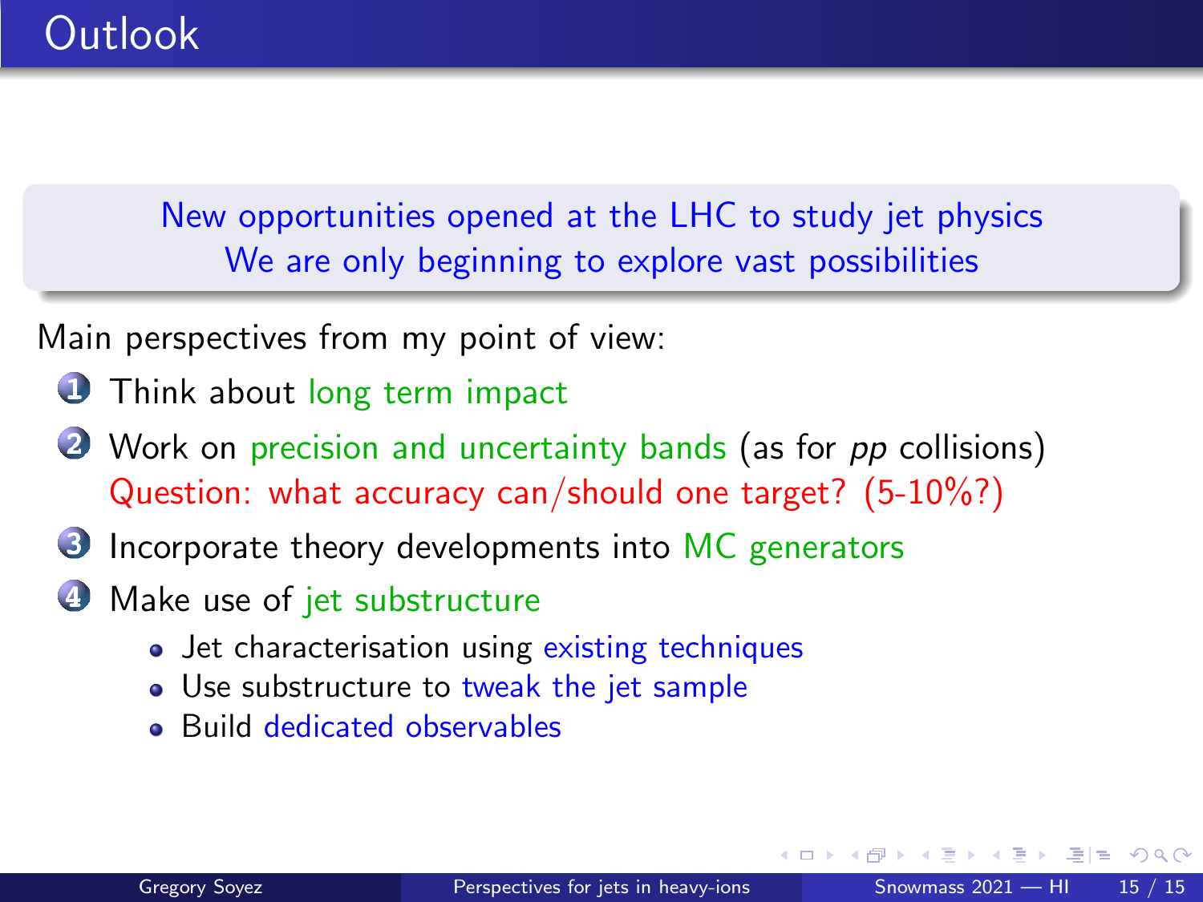# Outlook

New opportunities opened at the LHC to study jet physics
We are only beginning to explore vast possibilities

Main perspectives from my point of view:

1. Think about long term impact
2. Work on precision and uncertainty bands (as for *pp* collisions)
   Question: what accuracy can/should one target? (5-10%?)
3. Incorporate theory developments into MC generators
4. Make use of jet substructure
   - Jet characterisation using existing techniques
   - Use substructure to tweak the jet sample
   - Build dedicated observables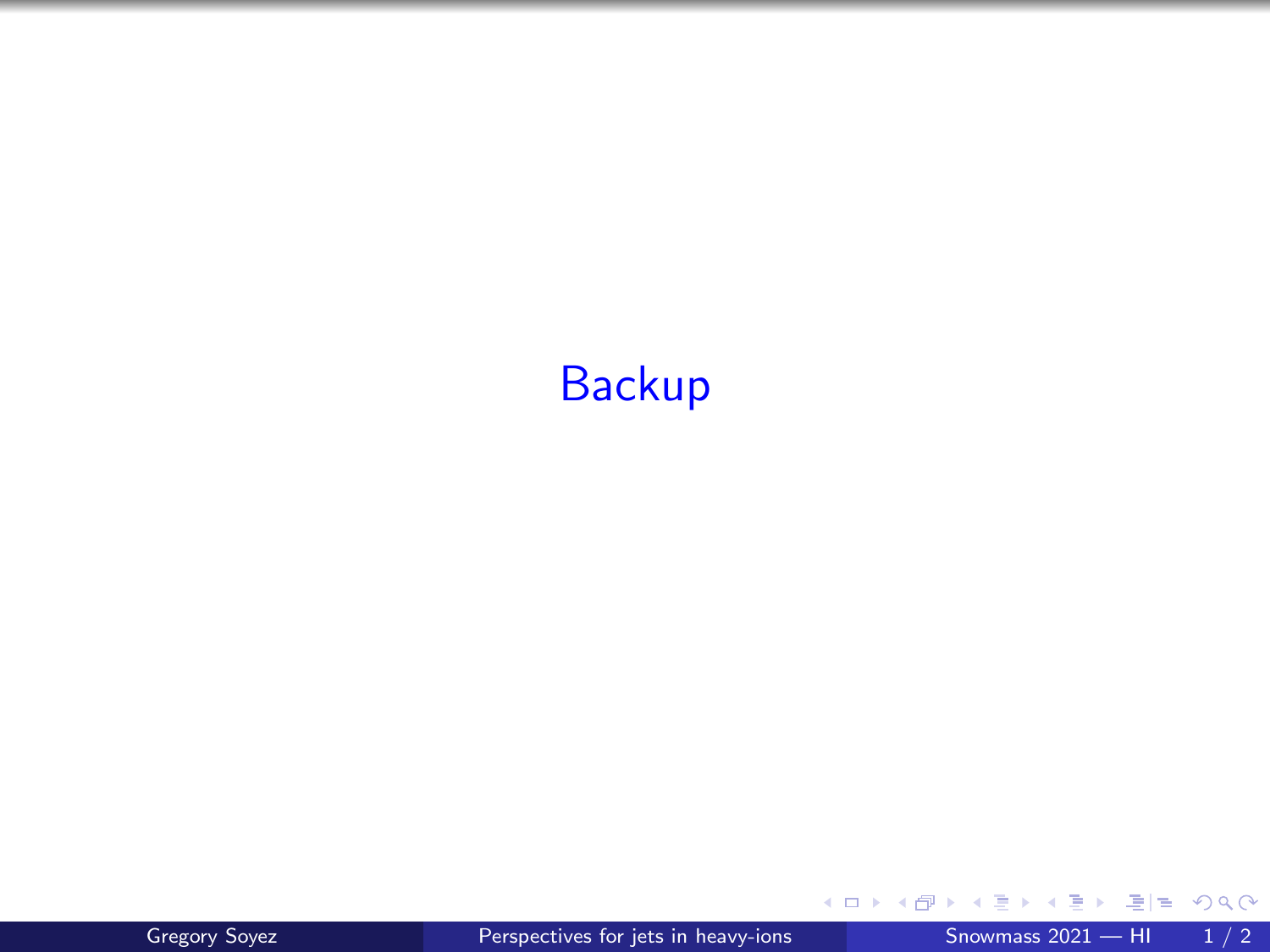# Backup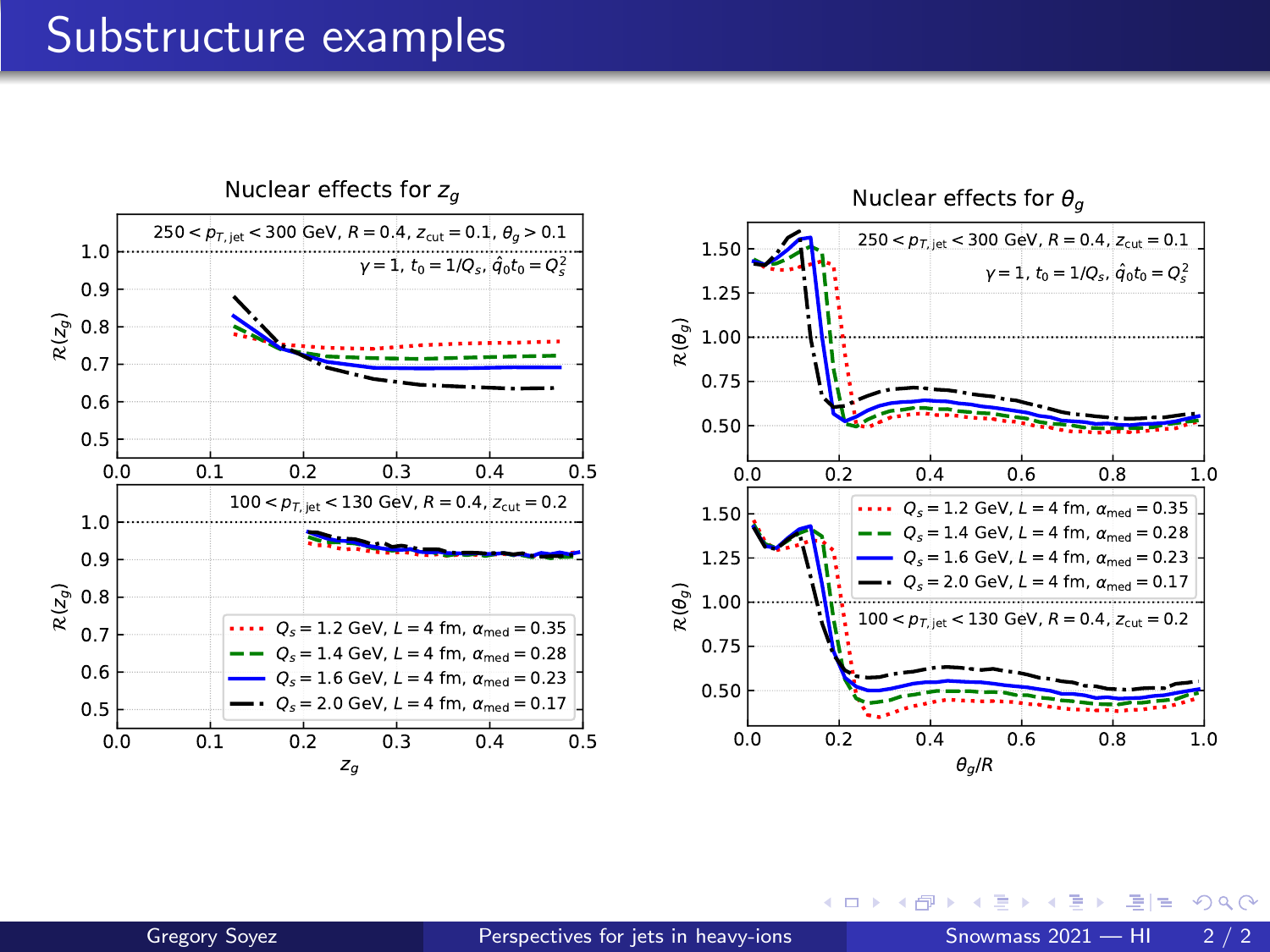# Substructure examples

Nuclear effects for $z_g$

$250 < p_{T,\text{jet}} < 300$ GeV, $R = 0.4$, $z_{\text{cut}} = 0.1$, $\theta_g > 0.1$

$\gamma = 1$, $t_0 = 1/Q_s$, $\hat{q}_0 t_0 = Q_s^2$

$\mathcal{R}(z_g)$

1.0
0.9
0.8
0.7
0.6
0.5

0.0 0.1 0.2 0.3 0.4 0.5

$100 < p_{T,\text{jet}} < 130$ GeV, $R = 0.4$, $z_{\text{cut}} = 0.2$

$\mathcal{R}(z_g)$

1.0
0.9
0.8
0.7
0.6
0.5

$Q_s = 1.2$ GeV, $L = 4$ fm, $\alpha_{\text{med}} = 0.35$
$Q_s = 1.4$ GeV, $L = 4$ fm, $\alpha_{\text{med}} = 0.28$
$Q_s = 1.6$ GeV, $L = 4$ fm, $\alpha_{\text{med}} = 0.23$
$Q_s = 2.0$ GeV, $L = 4$ fm, $\alpha_{\text{med}} = 0.17$

0.0 0.1 0.2 0.3 0.4 0.5

$z_g$

Nuclear effects for $\theta_g$

$250 < p_{T,\text{jet}} < 300$ GeV, $R = 0.4$, $z_{\text{cut}} = 0.1$

$\gamma = 1$, $t_0 = 1/Q_s$, $\hat{q}_0 t_0 = Q_s^2$

$\mathcal{R}(\theta_g)$

1.50
1.25
1.00
0.75
0.50

0.0 0.2 0.4 0.6 0.8 1.0

$\mathcal{R}(\theta_g)$

1.50
1.25
1.00
0.75
0.50

$Q_s = 1.2$ GeV, $L = 4$ fm, $\alpha_{\text{med}} = 0.35$
$Q_s = 1.4$ GeV, $L = 4$ fm, $\alpha_{\text{med}} = 0.28$
$Q_s = 1.6$ GeV, $L = 4$ fm, $\alpha_{\text{med}} = 0.23$
$Q_s = 2.0$ GeV, $L = 4$ fm, $\alpha_{\text{med}} = 0.17$

$100 < p_{T,\text{jet}} < 130$ GeV, $R = 0.4$, $z_{\text{cut}} = 0.2$

0.0 0.2 0.4 0.6 0.8 1.0

$\theta_g/R$